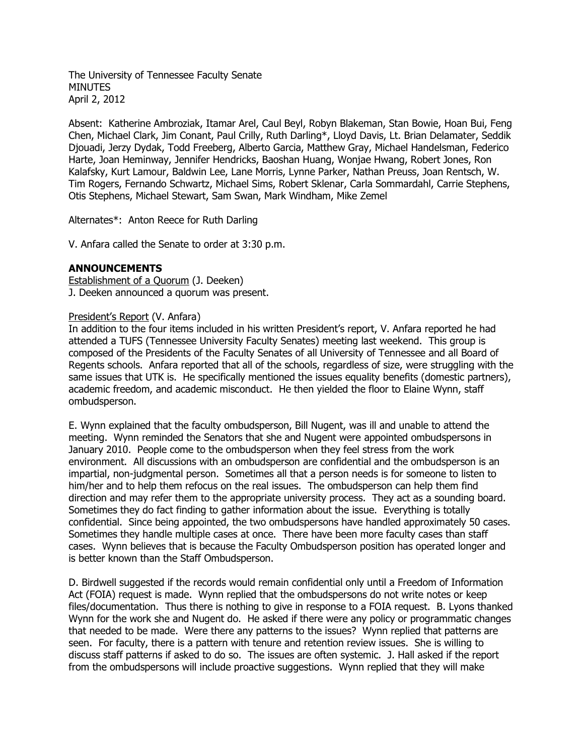The University of Tennessee Faculty Senate
MINUTES
April 2, 2012

Absent: Katherine Ambroziak, Itamar Arel, Caul Beyl, Robyn Blakeman, Stan Bowie, Hoan Bui, Feng Chen, Michael Clark, Jim Conant, Paul Crilly, Ruth Darling*, Lloyd Davis, Lt. Brian Delamater, Seddik Djouadi, Jerzy Dydak, Todd Freeberg, Alberto Garcia, Matthew Gray, Michael Handelsman, Federico Harte, Joan Heminway, Jennifer Hendricks, Baoshan Huang, Wonjae Hwang, Robert Jones, Ron Kalafsky, Kurt Lamour, Baldwin Lee, Lane Morris, Lynne Parker, Nathan Preuss, Joan Rentsch, W. Tim Rogers, Fernando Schwartz, Michael Sims, Robert Sklenar, Carla Sommardahl, Carrie Stephens, Otis Stephens, Michael Stewart, Sam Swan, Mark Windham, Mike Zemel

Alternates*: Anton Reece for Ruth Darling

V. Anfara called the Senate to order at 3:30 p.m.

## ANNOUNCEMENTS

Establishment of a Quorum (J. Deeken)
J. Deeken announced a quorum was present.

President's Report (V. Anfara)
In addition to the four items included in his written President's report, V. Anfara reported he had attended a TUFS (Tennessee University Faculty Senates) meeting last weekend. This group is composed of the Presidents of the Faculty Senates of all University of Tennessee and all Board of Regents schools. Anfara reported that all of the schools, regardless of size, were struggling with the same issues that UTK is. He specifically mentioned the issues equality benefits (domestic partners), academic freedom, and academic misconduct. He then yielded the floor to Elaine Wynn, staff ombudsperson.

E. Wynn explained that the faculty ombudsperson, Bill Nugent, was ill and unable to attend the meeting. Wynn reminded the Senators that she and Nugent were appointed ombudspersons in January 2010. People come to the ombudsperson when they feel stress from the work environment. All discussions with an ombudsperson are confidential and the ombudsperson is an impartial, non-judgmental person. Sometimes all that a person needs is for someone to listen to him/her and to help them refocus on the real issues. The ombudsperson can help them find direction and may refer them to the appropriate university process. They act as a sounding board. Sometimes they do fact finding to gather information about the issue. Everything is totally confidential. Since being appointed, the two ombudspersons have handled approximately 50 cases. Sometimes they handle multiple cases at once. There have been more faculty cases than staff cases. Wynn believes that is because the Faculty Ombudsperson position has operated longer and is better known than the Staff Ombudsperson.

D. Birdwell suggested if the records would remain confidential only until a Freedom of Information Act (FOIA) request is made. Wynn replied that the ombudspersons do not write notes or keep files/documentation. Thus there is nothing to give in response to a FOIA request. B. Lyons thanked Wynn for the work she and Nugent do. He asked if there were any policy or programmatic changes that needed to be made. Were there any patterns to the issues? Wynn replied that patterns are seen. For faculty, there is a pattern with tenure and retention review issues. She is willing to discuss staff patterns if asked to do so. The issues are often systemic. J. Hall asked if the report from the ombudspersons will include proactive suggestions. Wynn replied that they will make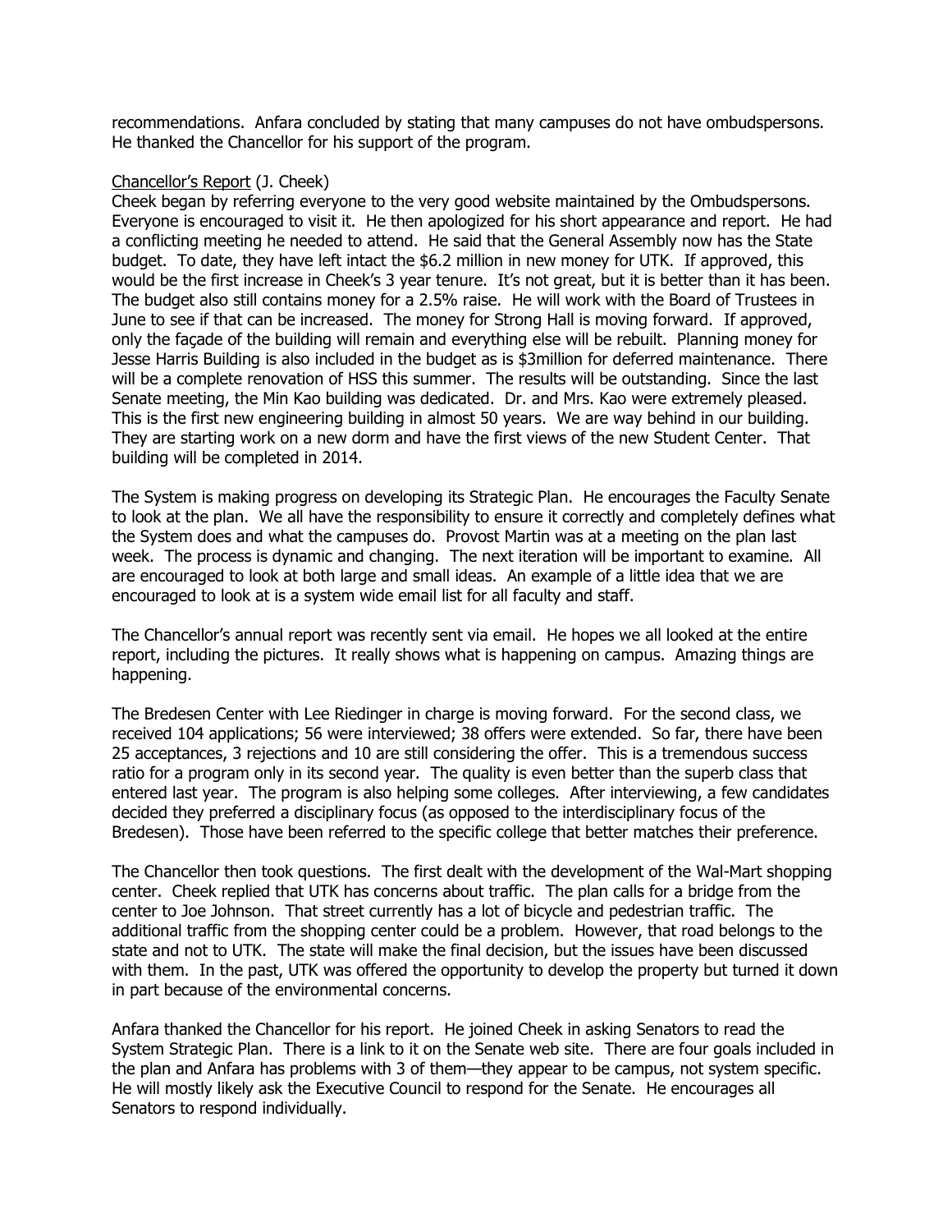recommendations. Anfara concluded by stating that many campuses do not have ombudspersons. He thanked the Chancellor for his support of the program.

Chancellor's Report (J. Cheek)

Cheek began by referring everyone to the very good website maintained by the Ombudspersons. Everyone is encouraged to visit it. He then apologized for his short appearance and report. He had a conflicting meeting he needed to attend. He said that the General Assembly now has the State budget. To date, they have left intact the $6.2 million in new money for UTK. If approved, this would be the first increase in Cheek's 3 year tenure. It's not great, but it is better than it has been. The budget also still contains money for a 2.5% raise. He will work with the Board of Trustees in June to see if that can be increased. The money for Strong Hall is moving forward. If approved, only the façade of the building will remain and everything else will be rebuilt. Planning money for Jesse Harris Building is also included in the budget as is $3million for deferred maintenance. There will be a complete renovation of HSS this summer. The results will be outstanding. Since the last Senate meeting, the Min Kao building was dedicated. Dr. and Mrs. Kao were extremely pleased. This is the first new engineering building in almost 50 years. We are way behind in our building. They are starting work on a new dorm and have the first views of the new Student Center. That building will be completed in 2014.

The System is making progress on developing its Strategic Plan. He encourages the Faculty Senate to look at the plan. We all have the responsibility to ensure it correctly and completely defines what the System does and what the campuses do. Provost Martin was at a meeting on the plan last week. The process is dynamic and changing. The next iteration will be important to examine. All are encouraged to look at both large and small ideas. An example of a little idea that we are encouraged to look at is a system wide email list for all faculty and staff.

The Chancellor's annual report was recently sent via email. He hopes we all looked at the entire report, including the pictures. It really shows what is happening on campus. Amazing things are happening.

The Bredesen Center with Lee Riedinger in charge is moving forward. For the second class, we received 104 applications; 56 were interviewed; 38 offers were extended. So far, there have been 25 acceptances, 3 rejections and 10 are still considering the offer. This is a tremendous success ratio for a program only in its second year. The quality is even better than the superb class that entered last year. The program is also helping some colleges. After interviewing, a few candidates decided they preferred a disciplinary focus (as opposed to the interdisciplinary focus of the Bredesen). Those have been referred to the specific college that better matches their preference.

The Chancellor then took questions. The first dealt with the development of the Wal-Mart shopping center. Cheek replied that UTK has concerns about traffic. The plan calls for a bridge from the center to Joe Johnson. That street currently has a lot of bicycle and pedestrian traffic. The additional traffic from the shopping center could be a problem. However, that road belongs to the state and not to UTK. The state will make the final decision, but the issues have been discussed with them. In the past, UTK was offered the opportunity to develop the property but turned it down in part because of the environmental concerns.

Anfara thanked the Chancellor for his report. He joined Cheek in asking Senators to read the System Strategic Plan. There is a link to it on the Senate web site. There are four goals included in the plan and Anfara has problems with 3 of them—they appear to be campus, not system specific. He will mostly likely ask the Executive Council to respond for the Senate. He encourages all Senators to respond individually.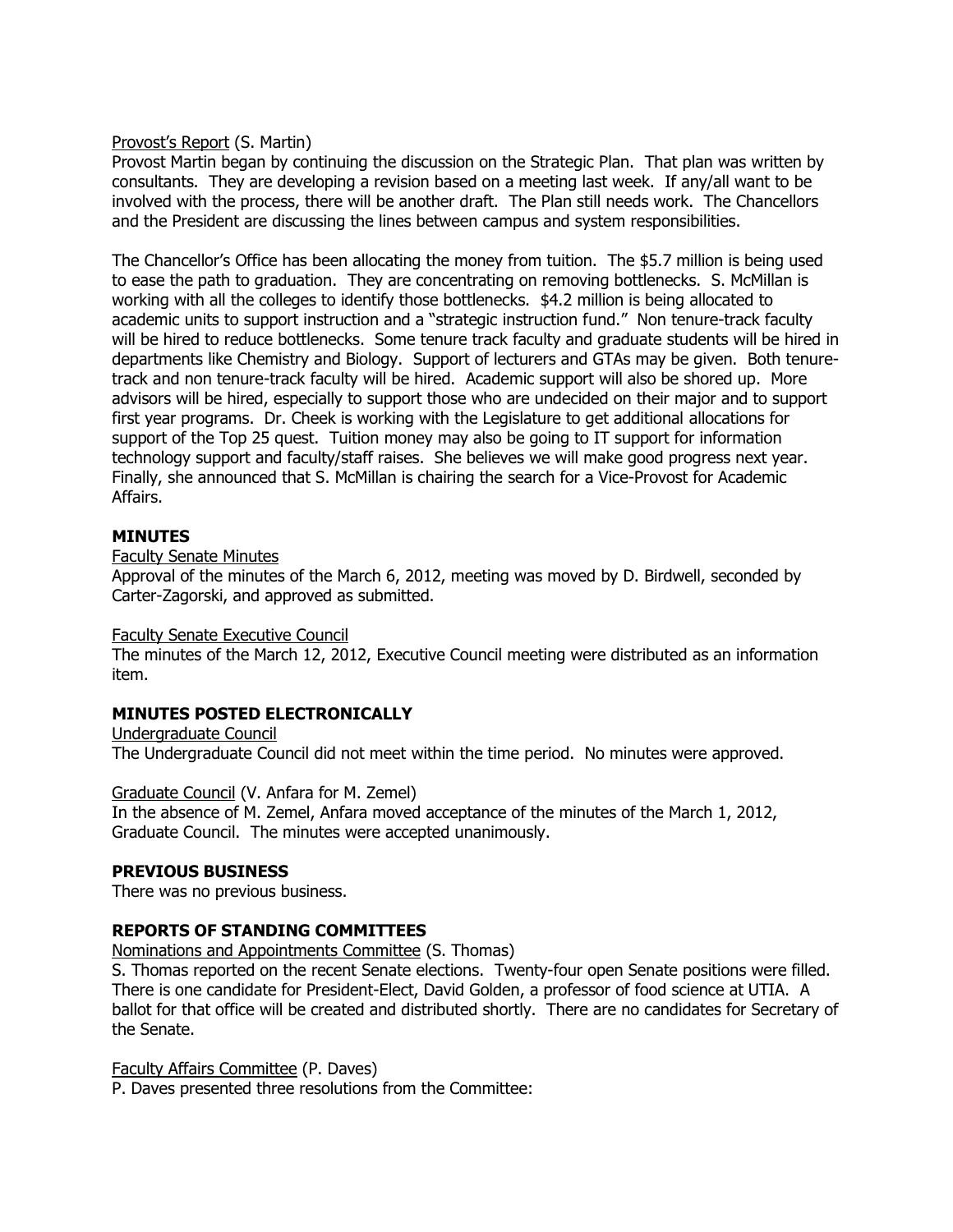Provost's Report (S. Martin)

Provost Martin began by continuing the discussion on the Strategic Plan. That plan was written by consultants. They are developing a revision based on a meeting last week. If any/all want to be involved with the process, there will be another draft. The Plan still needs work. The Chancellors and the President are discussing the lines between campus and system responsibilities.

The Chancellor's Office has been allocating the money from tuition. The $5.7 million is being used to ease the path to graduation. They are concentrating on removing bottlenecks. S. McMillan is working with all the colleges to identify those bottlenecks. $4.2 million is being allocated to academic units to support instruction and a "strategic instruction fund." Non tenure-track faculty will be hired to reduce bottlenecks. Some tenure track faculty and graduate students will be hired in departments like Chemistry and Biology. Support of lecturers and GTAs may be given. Both tenure-track and non tenure-track faculty will be hired. Academic support will also be shored up. More advisors will be hired, especially to support those who are undecided on their major and to support first year programs. Dr. Cheek is working with the Legislature to get additional allocations for support of the Top 25 quest. Tuition money may also be going to IT support for information technology support and faculty/staff raises. She believes we will make good progress next year. Finally, she announced that S. McMillan is chairing the search for a Vice-Provost for Academic Affairs.

## MINUTES

Faculty Senate Minutes

Approval of the minutes of the March 6, 2012, meeting was moved by D. Birdwell, seconded by Carter-Zagorski, and approved as submitted.

Faculty Senate Executive Council

The minutes of the March 12, 2012, Executive Council meeting were distributed as an information item.

## MINUTES POSTED ELECTRONICALLY

Undergraduate Council

The Undergraduate Council did not meet within the time period. No minutes were approved.

Graduate Council (V. Anfara for M. Zemel)

In the absence of M. Zemel, Anfara moved acceptance of the minutes of the March 1, 2012, Graduate Council. The minutes were accepted unanimously.

## PREVIOUS BUSINESS

There was no previous business.

## REPORTS OF STANDING COMMITTEES

Nominations and Appointments Committee (S. Thomas)

S. Thomas reported on the recent Senate elections. Twenty-four open Senate positions were filled. There is one candidate for President-Elect, David Golden, a professor of food science at UTIA. A ballot for that office will be created and distributed shortly. There are no candidates for Secretary of the Senate.

Faculty Affairs Committee (P. Daves)

P. Daves presented three resolutions from the Committee: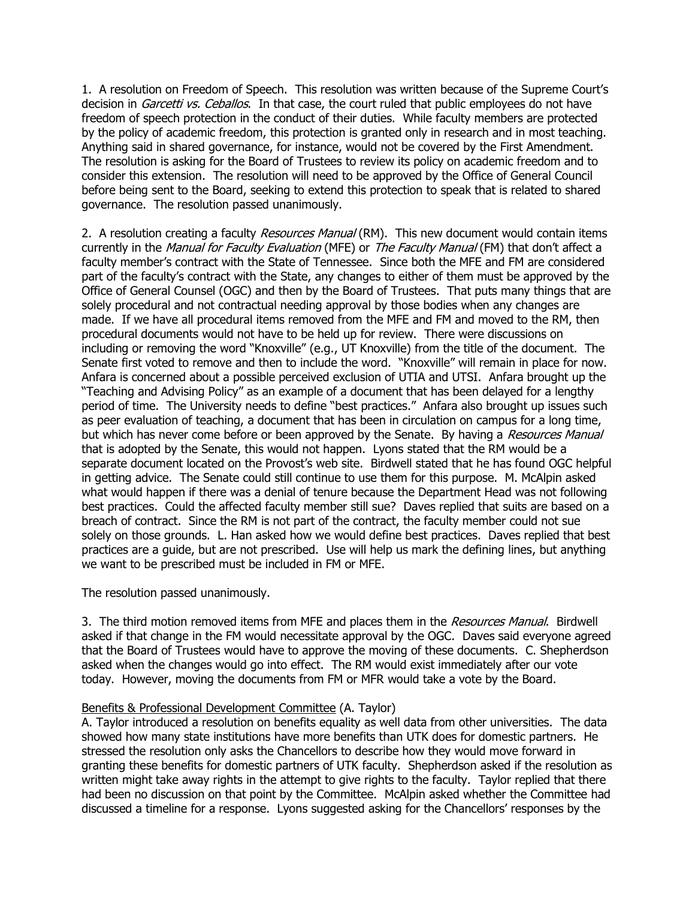1. A resolution on Freedom of Speech. This resolution was written because of the Supreme Court's decision in *Garcetti vs. Ceballos*. In that case, the court ruled that public employees do not have freedom of speech protection in the conduct of their duties. While faculty members are protected by the policy of academic freedom, this protection is granted only in research and in most teaching. Anything said in shared governance, for instance, would not be covered by the First Amendment. The resolution is asking for the Board of Trustees to review its policy on academic freedom and to consider this extension. The resolution will need to be approved by the Office of General Council before being sent to the Board, seeking to extend this protection to speak that is related to shared governance. The resolution passed unanimously.

2. A resolution creating a faculty *Resources Manual* (RM). This new document would contain items currently in the *Manual for Faculty Evaluation* (MFE) or *The Faculty Manual* (FM) that don't affect a faculty member's contract with the State of Tennessee. Since both the MFE and FM are considered part of the faculty's contract with the State, any changes to either of them must be approved by the Office of General Counsel (OGC) and then by the Board of Trustees. That puts many things that are solely procedural and not contractual needing approval by those bodies when any changes are made. If we have all procedural items removed from the MFE and FM and moved to the RM, then procedural documents would not have to be held up for review. There were discussions on including or removing the word "Knoxville" (e.g., UT Knoxville) from the title of the document. The Senate first voted to remove and then to include the word. "Knoxville" will remain in place for now. Anfara is concerned about a possible perceived exclusion of UTIA and UTSI. Anfara brought up the "Teaching and Advising Policy" as an example of a document that has been delayed for a lengthy period of time. The University needs to define "best practices." Anfara also brought up issues such as peer evaluation of teaching, a document that has been in circulation on campus for a long time, but which has never come before or been approved by the Senate. By having a *Resources Manual* that is adopted by the Senate, this would not happen. Lyons stated that the RM would be a separate document located on the Provost's web site. Birdwell stated that he has found OGC helpful in getting advice. The Senate could still continue to use them for this purpose. M. McAlpin asked what would happen if there was a denial of tenure because the Department Head was not following best practices. Could the affected faculty member still sue? Daves replied that suits are based on a breach of contract. Since the RM is not part of the contract, the faculty member could not sue solely on those grounds. L. Han asked how we would define best practices. Daves replied that best practices are a guide, but are not prescribed. Use will help us mark the defining lines, but anything we want to be prescribed must be included in FM or MFE.

The resolution passed unanimously.

3. The third motion removed items from MFE and places them in the *Resources Manual*. Birdwell asked if that change in the FM would necessitate approval by the OGC. Daves said everyone agreed that the Board of Trustees would have to approve the moving of these documents. C. Shepherdson asked when the changes would go into effect. The RM would exist immediately after our vote today. However, moving the documents from FM or MFR would take a vote by the Board.

<u>Benefits & Professional Development Committee</u> (A. Taylor)

A. Taylor introduced a resolution on benefits equality as well data from other universities. The data showed how many state institutions have more benefits than UTK does for domestic partners. He stressed the resolution only asks the Chancellors to describe how they would move forward in granting these benefits for domestic partners of UTK faculty. Shepherdson asked if the resolution as written might take away rights in the attempt to give rights to the faculty. Taylor replied that there had been no discussion on that point by the Committee. McAlpin asked whether the Committee had discussed a timeline for a response. Lyons suggested asking for the Chancellors' responses by the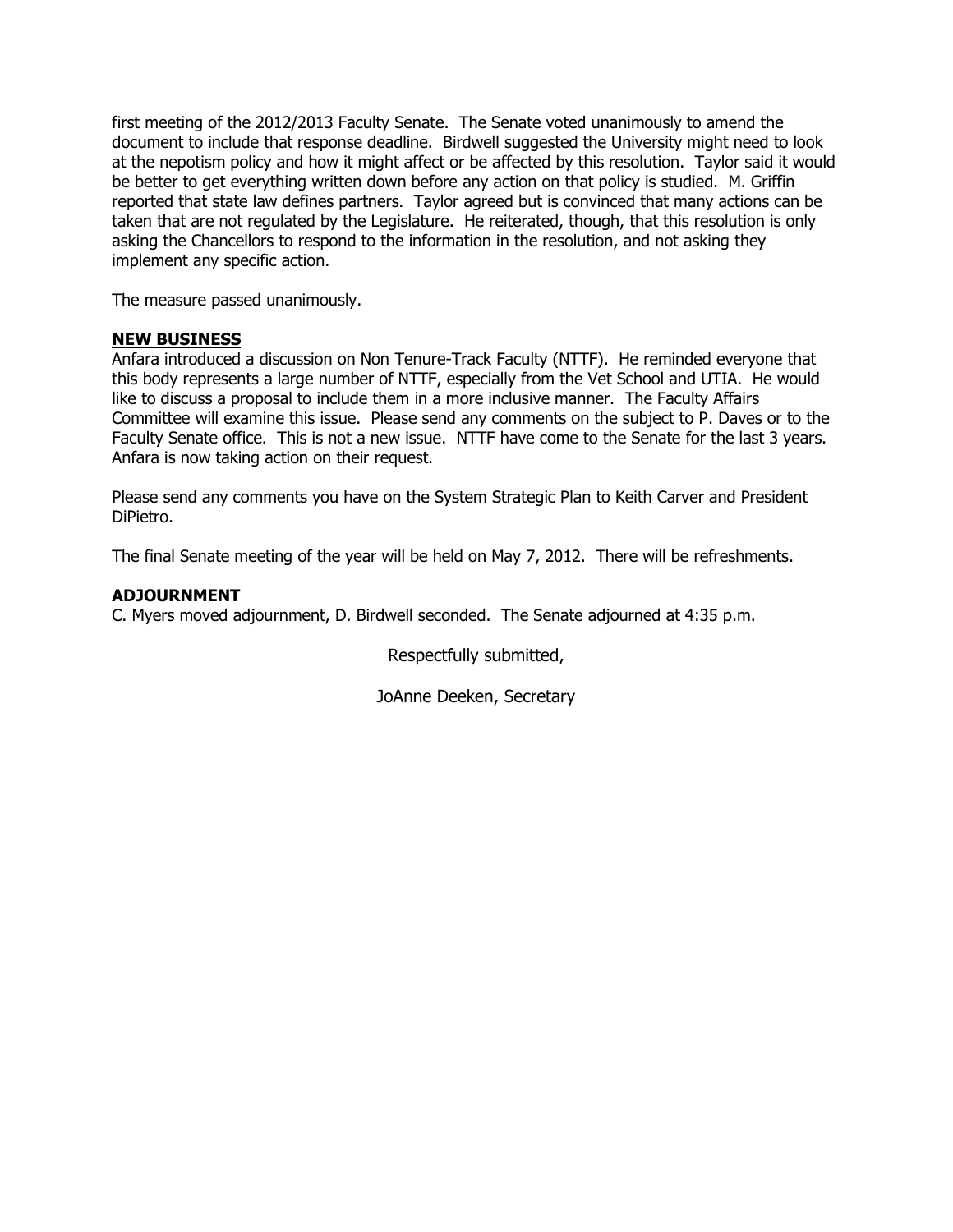first meeting of the 2012/2013 Faculty Senate. The Senate voted unanimously to amend the document to include that response deadline. Birdwell suggested the University might need to look at the nepotism policy and how it might affect or be affected by this resolution. Taylor said it would be better to get everything written down before any action on that policy is studied. M. Griffin reported that state law defines partners. Taylor agreed but is convinced that many actions can be taken that are not regulated by the Legislature. He reiterated, though, that this resolution is only asking the Chancellors to respond to the information in the resolution, and not asking they implement any specific action.

The measure passed unanimously.

**NEW BUSINESS**

Anfara introduced a discussion on Non Tenure-Track Faculty (NTTF). He reminded everyone that this body represents a large number of NTTF, especially from the Vet School and UTIA. He would like to discuss a proposal to include them in a more inclusive manner. The Faculty Affairs Committee will examine this issue. Please send any comments on the subject to P. Daves or to the Faculty Senate office. This is not a new issue. NTTF have come to the Senate for the last 3 years. Anfara is now taking action on their request.

Please send any comments you have on the System Strategic Plan to Keith Carver and President DiPietro.

The final Senate meeting of the year will be held on May 7, 2012. There will be refreshments.

**ADJOURNMENT**

C. Myers moved adjournment, D. Birdwell seconded. The Senate adjourned at 4:35 p.m.

Respectfully submitted,

JoAnne Deeken, Secretary